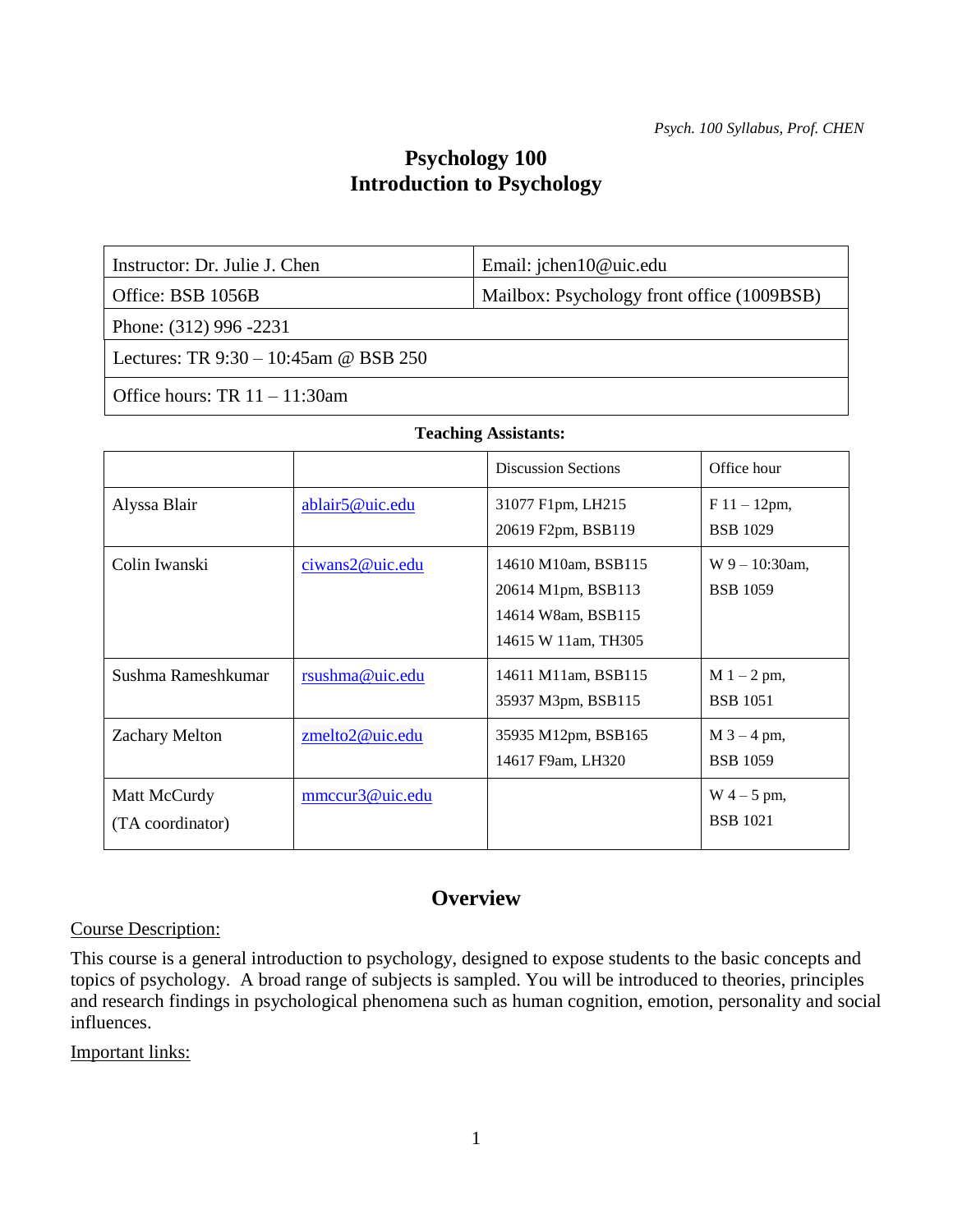# Psychology 100
# Introduction to Psychology

| Instructor: Dr. Julie J. Chen | Email: jchen10@uic.edu |
| --- | --- |
| Office: BSB 1056B | Mailbox: Psychology front office (1009BSB) |
| Phone: (312) 996 -2231 | |
| Lectures: TR 9:30 – 10:45am @ BSB 250 | |
| Office hours: TR 11 – 11:30am | |

**Teaching Assistants:**

| | | Discussion Sections | Office hour |
| --- | --- | --- | --- |
| Alyssa Blair | ablair5@uic.edu | 31077 F1pm, LH215<br>20619 F2pm, BSB119 | F 11 – 12pm,<br>BSB 1029 |
| Colin Iwanski | ciwans2@uic.edu | 14610 M10am, BSB115<br>20614 M1pm, BSB113<br>14614 W8am, BSB115<br>14615 W 11am, TH305 | W 9 – 10:30am,<br>BSB 1059 |
| Sushma Rameshkumar | rsushma@uic.edu | 14611 M11am, BSB115<br>35937 M3pm, BSB115 | M 1 – 2 pm,<br>BSB 1051 |
| Zachary Melton | zmelto2@uic.edu | 35935 M12pm, BSB165<br>14617 F9am, LH320 | M 3 – 4 pm,<br>BSB 1059 |
| Matt McCurdy<br>(TA coordinator) | mmccur3@uic.edu | | W 4 – 5 pm,<br>BSB 1021 |

## Overview

Course Description:

This course is a general introduction to psychology, designed to expose students to the basic concepts and topics of psychology. A broad range of subjects is sampled. You will be introduced to theories, principles and research findings in psychological phenomena such as human cognition, emotion, personality and social influences.

Important links: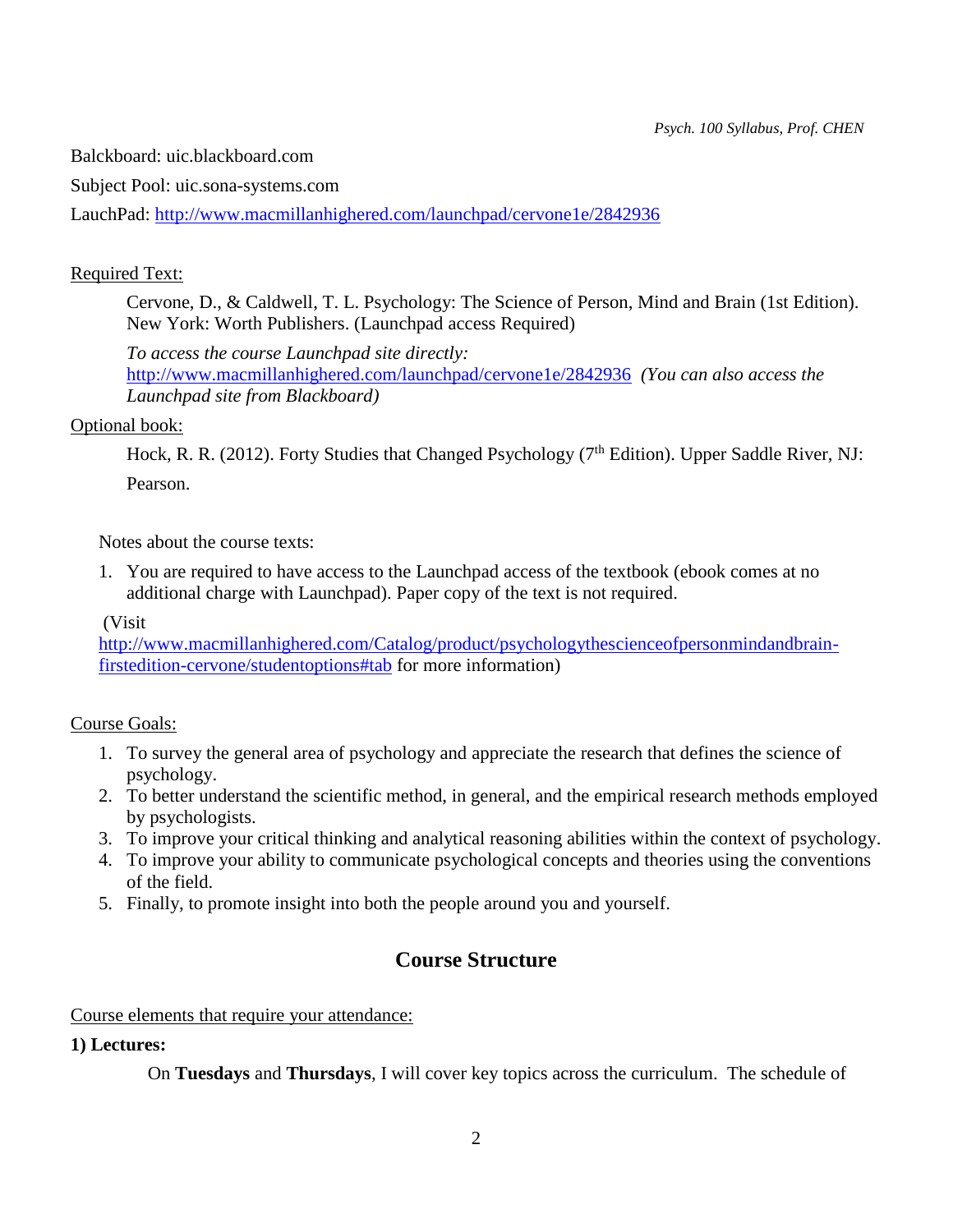Balckboard: uic.blackboard.com

Subject Pool: uic.sona-systems.com

LauchPad: http://www.macmillanhighered.com/launchpad/cervone1e/2842936

Required Text:

> Cervone, D., & Caldwell, T. L. Psychology: The Science of Person, Mind and Brain (1st Edition). New York: Worth Publishers. (Launchpad access Required)
>
> *To access the course Launchpad site directly:* http://www.macmillanhighered.com/launchpad/cervone1e/2842936 *(You can also access the Launchpad site from Blackboard)*

Optional book:

> Hock, R. R. (2012). Forty Studies that Changed Psychology (7th Edition). Upper Saddle River, NJ: Pearson.

Notes about the course texts:

1. You are required to have access to the Launchpad access of the textbook (ebook comes at no additional charge with Launchpad). Paper copy of the text is not required.

(Visit http://www.macmillanhighered.com/Catalog/product/psychologythescienceofpersonmindandbrain-firstedition-cervone/studentoptions#tab for more information)

Course Goals:

1. To survey the general area of psychology and appreciate the research that defines the science of psychology.
2. To better understand the scientific method, in general, and the empirical research methods employed by psychologists.
3. To improve your critical thinking and analytical reasoning abilities within the context of psychology.
4. To improve your ability to communicate psychological concepts and theories using the conventions of the field.
5. Finally, to promote insight into both the people around you and yourself.

## Course Structure

Course elements that require your attendance:

**1) Lectures:**

On **Tuesdays** and **Thursdays**, I will cover key topics across the curriculum. The schedule of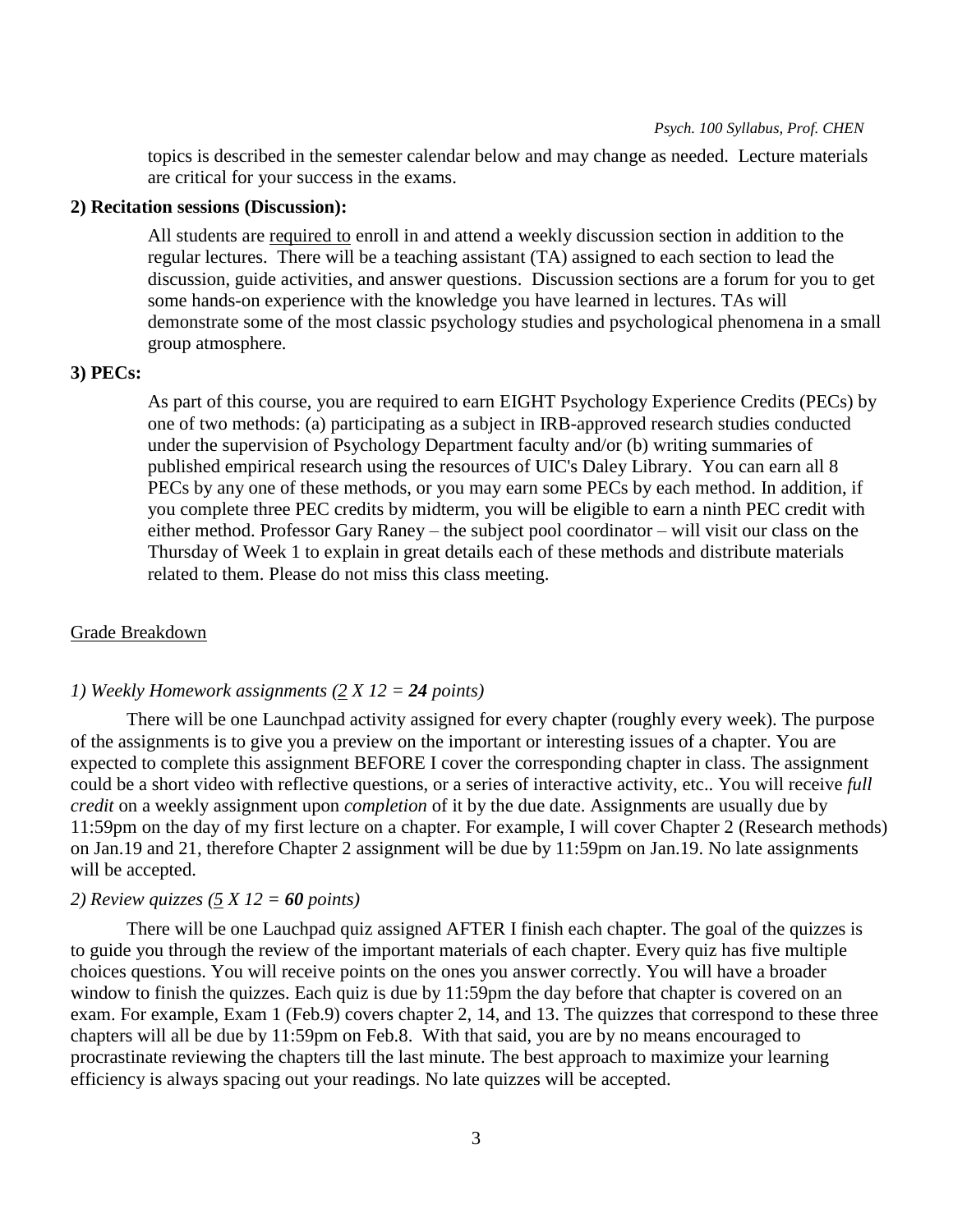topics is described in the semester calendar below and may change as needed. Lecture materials are critical for your success in the exams.

**2) Recitation sessions (Discussion):**

All students are required to enroll in and attend a weekly discussion section in addition to the regular lectures. There will be a teaching assistant (TA) assigned to each section to lead the discussion, guide activities, and answer questions. Discussion sections are a forum for you to get some hands-on experience with the knowledge you have learned in lectures. TAs will demonstrate some of the most classic psychology studies and psychological phenomena in a small group atmosphere.

**3) PECs:**

As part of this course, you are required to earn EIGHT Psychology Experience Credits (PECs) by one of two methods: (a) participating as a subject in IRB-approved research studies conducted under the supervision of Psychology Department faculty and/or (b) writing summaries of published empirical research using the resources of UIC's Daley Library. You can earn all 8 PECs by any one of these methods, or you may earn some PECs by each method. In addition, if you complete three PEC credits by midterm, you will be eligible to earn a ninth PEC credit with either method. Professor Gary Raney – the subject pool coordinator – will visit our class on the Thursday of Week 1 to explain in great details each of these methods and distribute materials related to them. Please do not miss this class meeting.

## Grade Breakdown

*1) Weekly Homework assignments (2 X 12 = **24** points)*

There will be one Launchpad activity assigned for every chapter (roughly every week). The purpose of the assignments is to give you a preview on the important or interesting issues of a chapter. You are expected to complete this assignment BEFORE I cover the corresponding chapter in class. The assignment could be a short video with reflective questions, or a series of interactive activity, etc.. You will receive *full credit* on a weekly assignment upon *completion* of it by the due date. Assignments are usually due by 11:59pm on the day of my first lecture on a chapter. For example, I will cover Chapter 2 (Research methods) on Jan.19 and 21, therefore Chapter 2 assignment will be due by 11:59pm on Jan.19. No late assignments will be accepted.

*2) Review quizzes (5 X 12 = **60** points)*

There will be one Lauchpad quiz assigned AFTER I finish each chapter. The goal of the quizzes is to guide you through the review of the important materials of each chapter. Every quiz has five multiple choices questions. You will receive points on the ones you answer correctly. You will have a broader window to finish the quizzes. Each quiz is due by 11:59pm the day before that chapter is covered on an exam. For example, Exam 1 (Feb.9) covers chapter 2, 14, and 13. The quizzes that correspond to these three chapters will all be due by 11:59pm on Feb.8. With that said, you are by no means encouraged to procrastinate reviewing the chapters till the last minute. The best approach to maximize your learning efficiency is always spacing out your readings. No late quizzes will be accepted.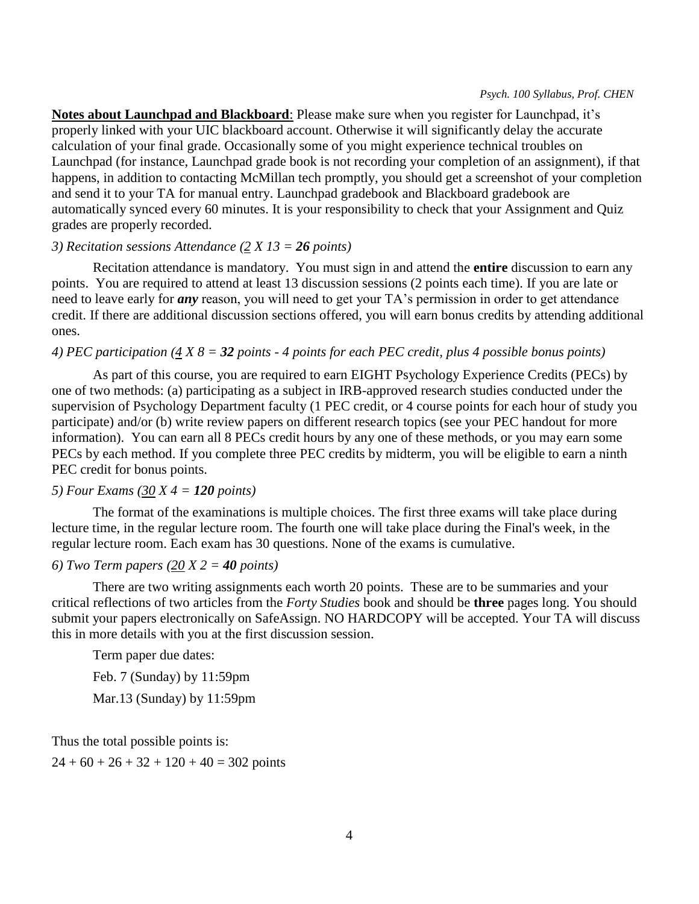**Notes about Launchpad and Blackboard**: Please make sure when you register for Launchpad, it's properly linked with your UIC blackboard account. Otherwise it will significantly delay the accurate calculation of your final grade. Occasionally some of you might experience technical troubles on Launchpad (for instance, Launchpad grade book is not recording your completion of an assignment), if that happens, in addition to contacting McMillan tech promptly, you should get a screenshot of your completion and send it to your TA for manual entry. Launchpad gradebook and Blackboard gradebook are automatically synced every 60 minutes. It is your responsibility to check that your Assignment and Quiz grades are properly recorded.

*3) Recitation sessions Attendance (<u>2</u> X 13 = **26** points)*

Recitation attendance is mandatory. You must sign in and attend the **entire** discussion to earn any points. You are required to attend at least 13 discussion sessions (2 points each time). If you are late or need to leave early for ***any*** reason, you will need to get your TA's permission in order to get attendance credit. If there are additional discussion sections offered, you will earn bonus credits by attending additional ones.

*4) PEC participation (<u>4</u> X 8 = **32** points - 4 points for each PEC credit, plus 4 possible bonus points)*

As part of this course, you are required to earn EIGHT Psychology Experience Credits (PECs) by one of two methods: (a) participating as a subject in IRB-approved research studies conducted under the supervision of Psychology Department faculty (1 PEC credit, or 4 course points for each hour of study you participate) and/or (b) write review papers on different research topics (see your PEC handout for more information). You can earn all 8 PECs credit hours by any one of these methods, or you may earn some PECs by each method. If you complete three PEC credits by midterm, you will be eligible to earn a ninth PEC credit for bonus points.

*5) Four Exams (<u>30</u> X 4 = **120** points)*

The format of the examinations is multiple choices. The first three exams will take place during lecture time, in the regular lecture room. The fourth one will take place during the Final's week, in the regular lecture room. Each exam has 30 questions. None of the exams is cumulative.

*6) Two Term papers (<u>20</u> X 2 = **40** points)*

There are two writing assignments each worth 20 points. These are to be summaries and your critical reflections of two articles from the *Forty Studies* book and should be **three** pages long. You should submit your papers electronically on SafeAssign. NO HARDCOPY will be accepted. Your TA will discuss this in more details with you at the first discussion session.

Term paper due dates:

Feb. 7 (Sunday) by 11:59pm

Mar.13 (Sunday) by 11:59pm

Thus the total possible points is:

24 + 60 + 26 + 32 + 120 + 40 = 302 points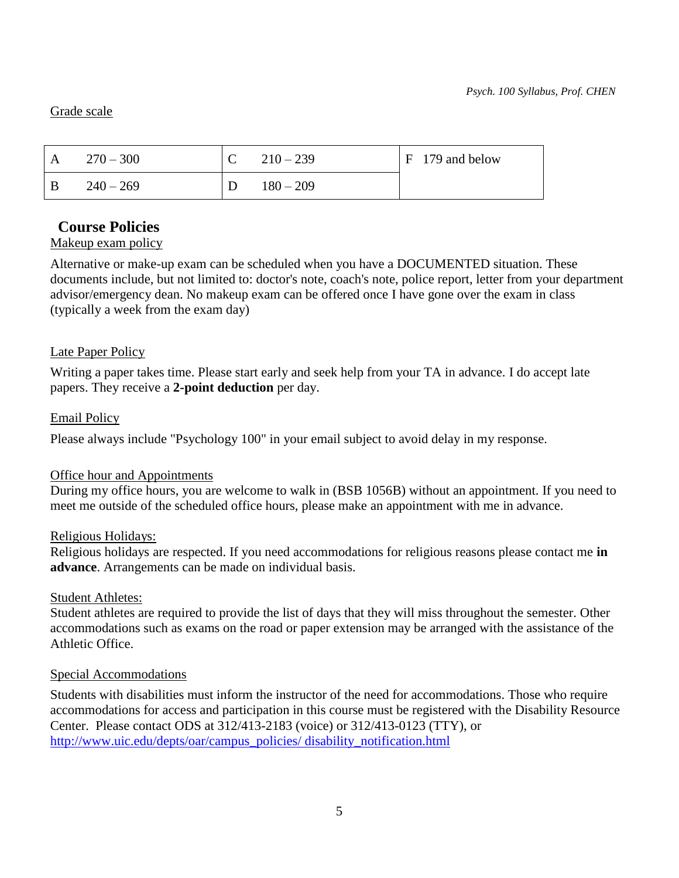Grade scale

| A | 270 – 300 | C | 210 – 239 | F | 179 and below |
|---|---|---|---|---|---|
| B | 240 – 269 | D | 180 – 209 | | |

## Course Policies

Makeup exam policy

Alternative or make-up exam can be scheduled when you have a DOCUMENTED situation. These documents include, but not limited to: doctor's note, coach's note, police report, letter from your department advisor/emergency dean. No makeup exam can be offered once I have gone over the exam in class (typically a week from the exam day)

Late Paper Policy

Writing a paper takes time. Please start early and seek help from your TA in advance. I do accept late papers. They receive a **2-point deduction** per day.

Email Policy

Please always include "Psychology 100" in your email subject to avoid delay in my response.

Office hour and Appointments

During my office hours, you are welcome to walk in (BSB 1056B) without an appointment. If you need to meet me outside of the scheduled office hours, please make an appointment with me in advance.

Religious Holidays:

Religious holidays are respected. If you need accommodations for religious reasons please contact me **in advance**. Arrangements can be made on individual basis.

Student Athletes:

Student athletes are required to provide the list of days that they will miss throughout the semester. Other accommodations such as exams on the road or paper extension may be arranged with the assistance of the Athletic Office.

Special Accommodations

Students with disabilities must inform the instructor of the need for accommodations. Those who require accommodations for access and participation in this course must be registered with the Disability Resource Center. Please contact ODS at 312/413-2183 (voice) or 312/413-0123 (TTY), or http://www.uic.edu/depts/oar/campus_policies/ disability_notification.html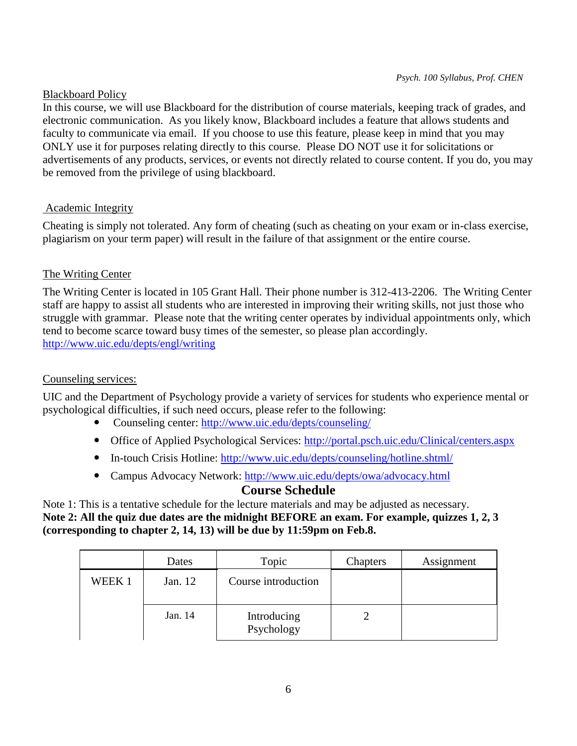## Blackboard Policy

In this course, we will use Blackboard for the distribution of course materials, keeping track of grades, and electronic communication. As you likely know, Blackboard includes a feature that allows students and faculty to communicate via email. If you choose to use this feature, please keep in mind that you may ONLY use it for purposes relating directly to this course. Please DO NOT use it for solicitations or advertisements of any products, services, or events not directly related to course content. If you do, you may be removed from the privilege of using blackboard.

## Academic Integrity

Cheating is simply not tolerated. Any form of cheating (such as cheating on your exam or in-class exercise, plagiarism on your term paper) will result in the failure of that assignment or the entire course.

## The Writing Center

The Writing Center is located in 105 Grant Hall. Their phone number is 312-413-2206. The Writing Center staff are happy to assist all students who are interested in improving their writing skills, not just those who struggle with grammar. Please note that the writing center operates by individual appointments only, which tend to become scarce toward busy times of the semester, so please plan accordingly.
http://www.uic.edu/depts/engl/writing

## Counseling services:

UIC and the Department of Psychology provide a variety of services for students who experience mental or psychological difficulties, if such need occurs, please refer to the following:

- Counseling center: http://www.uic.edu/depts/counseling/
- Office of Applied Psychological Services: http://portal.psch.uic.edu/Clinical/centers.aspx
- In-touch Crisis Hotline: http://www.uic.edu/depts/counseling/hotline.shtml/
- Campus Advocacy Network: http://www.uic.edu/depts/owa/advocacy.html

# Course Schedule

Note 1: This is a tentative schedule for the lecture materials and may be adjusted as necessary.
**Note 2: All the quiz due dates are the midnight BEFORE an exam. For example, quizzes 1, 2, 3 (corresponding to chapter 2, 14, 13) will be due by 11:59pm on Feb.8.**

| | Dates | Topic | Chapters | Assignment |
|---|---|---|---|---|
| WEEK 1 | Jan. 12 | Course introduction | | |
| | Jan. 14 | Introducing Psychology | 2 | |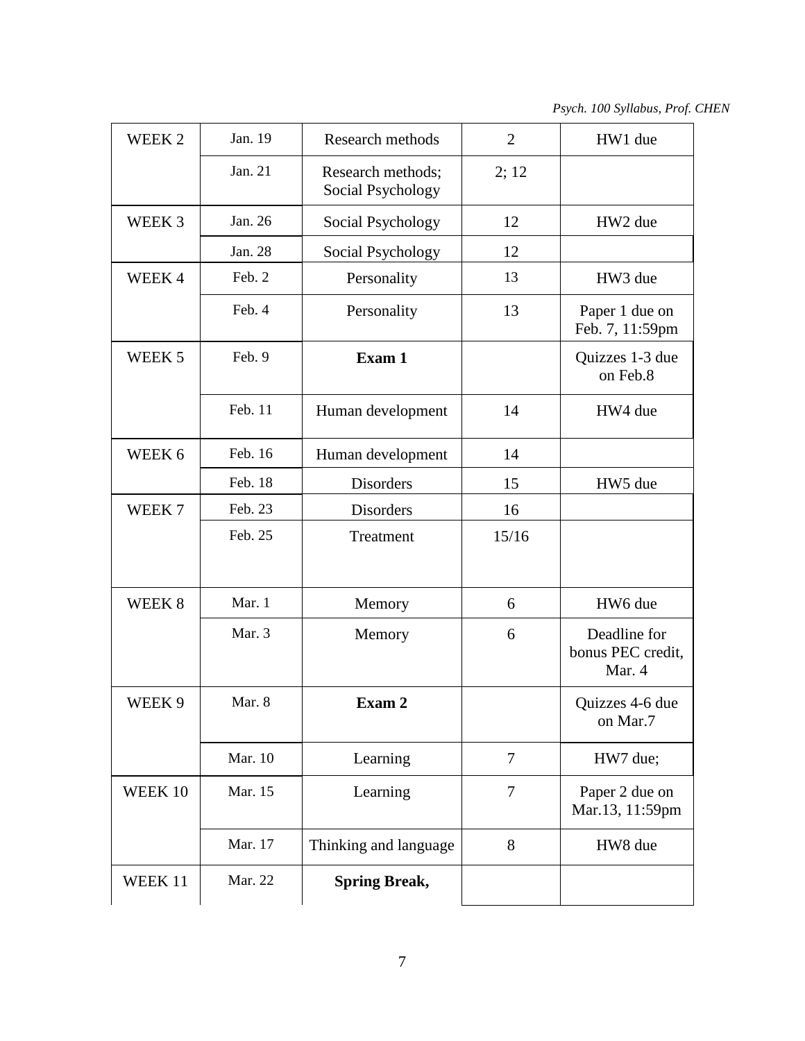| WEEK 2 | Jan. 19 | Research methods | 2 | HW1 due |
|---|---|---|---|---|
| | Jan. 21 | Research methods; Social Psychology | 2; 12 | |
| WEEK 3 | Jan. 26 | Social Psychology | 12 | HW2 due |
| | Jan. 28 | Social Psychology | 12 | |
| WEEK 4 | Feb. 2 | Personality | 13 | HW3 due |
| | Feb. 4 | Personality | 13 | Paper 1 due on Feb. 7, 11:59pm |
| WEEK 5 | Feb. 9 | **Exam 1** | | Quizzes 1-3 due on Feb.8 |
| | Feb. 11 | Human development | 14 | HW4 due |
| WEEK 6 | Feb. 16 | Human development | 14 | |
| | Feb. 18 | Disorders | 15 | HW5 due |
| WEEK 7 | Feb. 23 | Disorders | 16 | |
| | Feb. 25 | Treatment | 15/16 | |
| WEEK 8 | Mar. 1 | Memory | 6 | HW6 due |
| | Mar. 3 | Memory | 6 | Deadline for bonus PEC credit, Mar. 4 |
| WEEK 9 | Mar. 8 | **Exam 2** | | Quizzes 4-6 due on Mar.7 |
| | Mar. 10 | Learning | 7 | HW7 due; |
| WEEK 10 | Mar. 15 | Learning | 7 | Paper 2 due on Mar.13, 11:59pm |
| | Mar. 17 | Thinking and language | 8 | HW8 due |
| WEEK 11 | Mar. 22 | **Spring Break,** | | |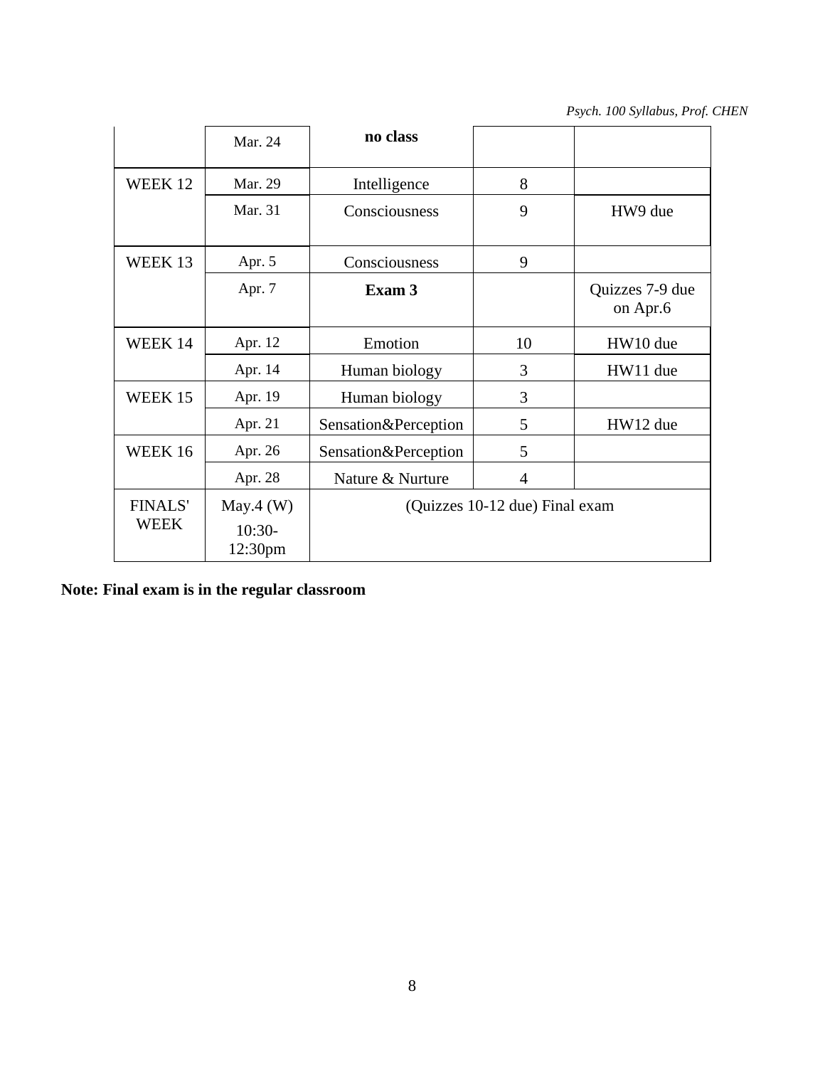| | | | | |
|---|---|---|---|---|
| | Mar. 24 | **no class** | | |
| WEEK 12 | Mar. 29 | Intelligence | 8 | |
| | Mar. 31 | Consciousness | 9 | HW9 due |
| WEEK 13 | Apr. 5 | Consciousness | 9 | |
| | Apr. 7 | **Exam 3** | | Quizzes 7-9 due on Apr.6 |
| WEEK 14 | Apr. 12 | Emotion | 10 | HW10 due |
| | Apr. 14 | Human biology | 3 | HW11 due |
| WEEK 15 | Apr. 19 | Human biology | 3 | |
| | Apr. 21 | Sensation&Perception | 5 | HW12 due |
| WEEK 16 | Apr. 26 | Sensation&Perception | 5 | |
| | Apr. 28 | Nature & Nurture | 4 | |
| FINALS' WEEK | May.4 (W) 10:30-12:30pm | (Quizzes 10-12 due) Final exam | | |

**Note: Final exam is in the regular classroom**